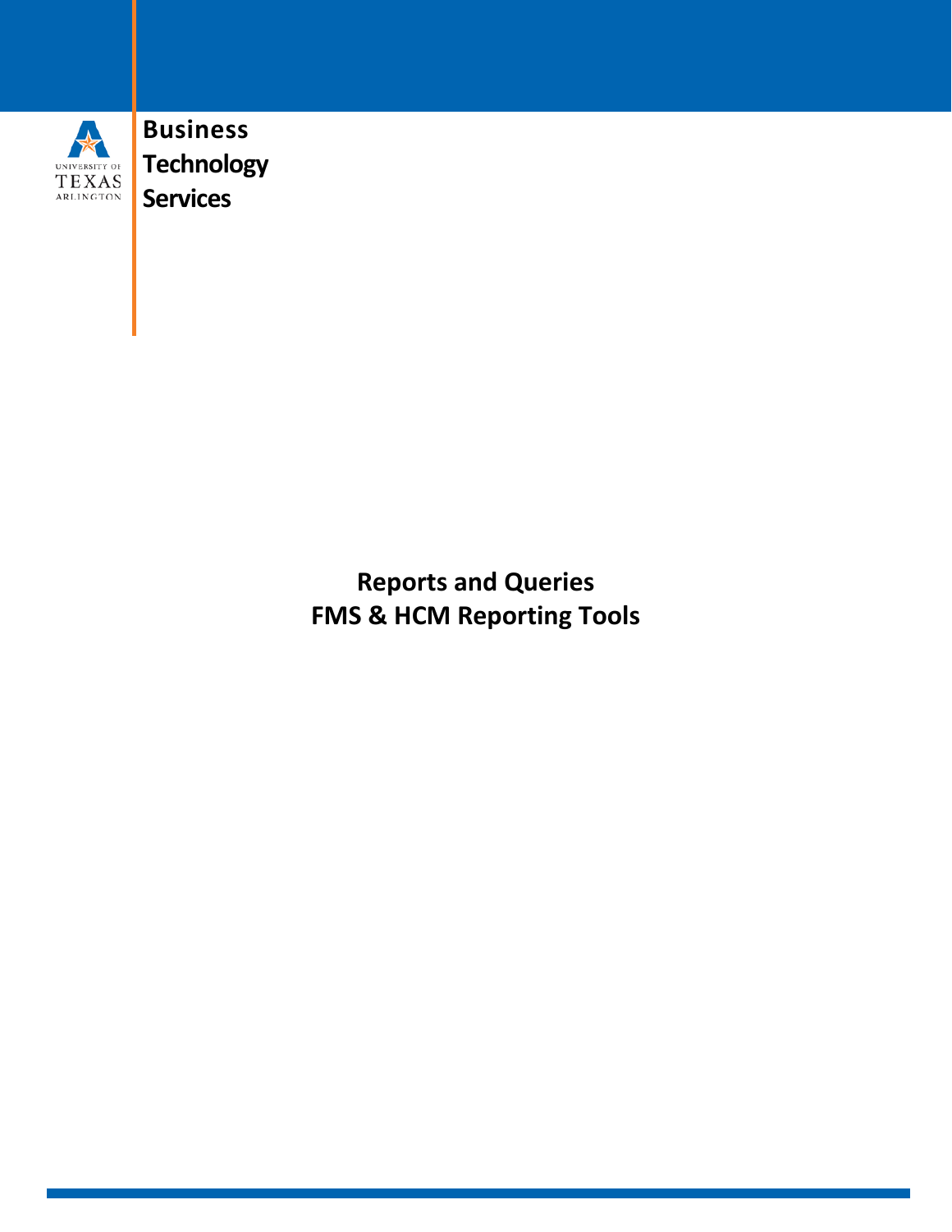UNIVERSITY OF TEXAS ARLINGTON

**Business**
**Technology**
**Services**

# Reports and Queries
# FMS & HCM Reporting Tools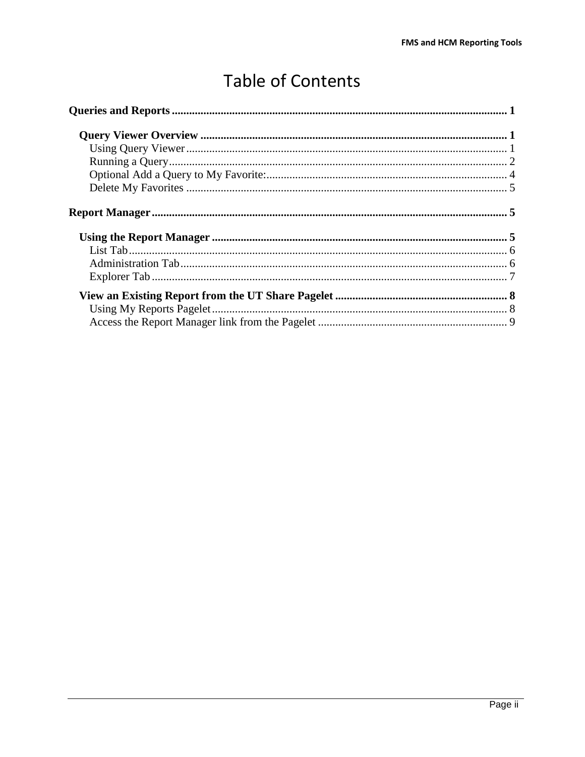# Table of Contents

**Queries and Reports** .................................................................................................................... 1

- **Query Viewer Overview** ........................................................................................................ 1
  - Using Query Viewer ............................................................................................................. 1
  - Running a Query ................................................................................................................... 2
  - Optional Add a Query to My Favorite: ................................................................................. 4
  - Delete My Favorites ............................................................................................................. 5

**Report Manager** ........................................................................................................................ 5

- **Using the Report Manager** ..................................................................................................... 5
  - List Tab ................................................................................................................................. 6
  - Administration Tab ............................................................................................................... 6
  - Explorer Tab ......................................................................................................................... 7
- **View an Existing Report from the UT Share Pagelet** ........................................................... 8
  - Using My Reports Pagelet ..................................................................................................... 8
  - Access the Report Manager link from the Pagelet ................................................................ 9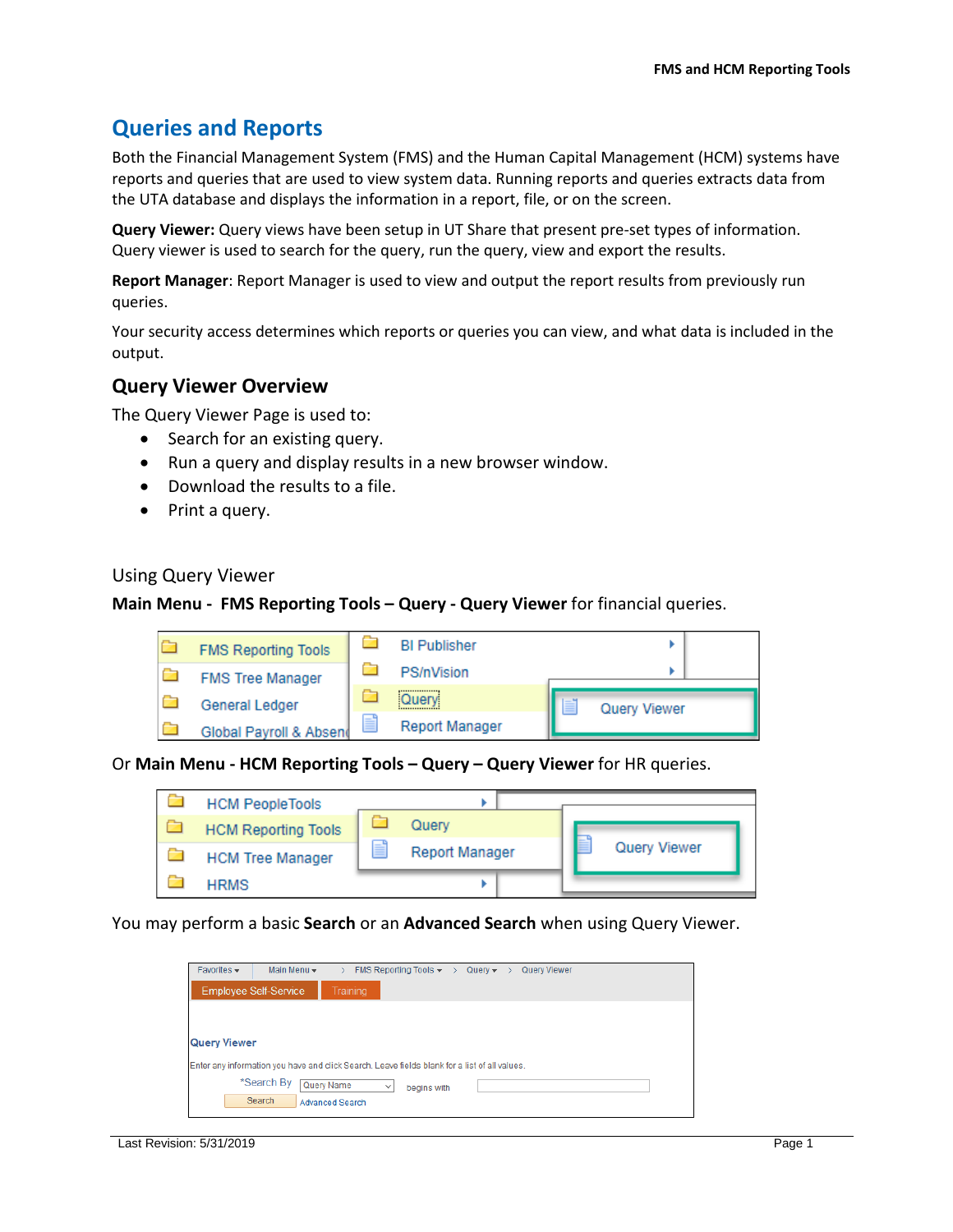# Queries and Reports

Both the Financial Management System (FMS) and the Human Capital Management (HCM) systems have reports and queries that are used to view system data. Running reports and queries extracts data from the UTA database and displays the information in a report, file, or on the screen.

**Query Viewer:** Query views have been setup in UT Share that present pre-set types of information. Query viewer is used to search for the query, run the query, view and export the results.

**Report Manager**: Report Manager is used to view and output the report results from previously run queries.

Your security access determines which reports or queries you can view, and what data is included in the output.

## Query Viewer Overview

The Query Viewer Page is used to:

- Search for an existing query.
- Run a query and display results in a new browser window.
- Download the results to a file.
- Print a query.

### Using Query Viewer

**Main Menu - FMS Reporting Tools – Query - Query Viewer** for financial queries.

Or **Main Menu - HCM Reporting Tools – Query – Query Viewer** for HR queries.

You may perform a basic **Search** or an **Advanced Search** when using Query Viewer.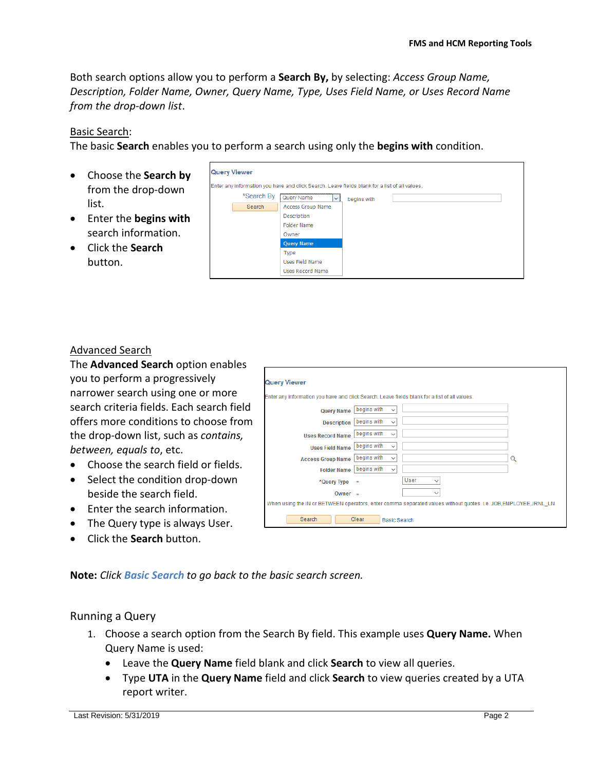Both search options allow you to perform a **Search By,** by selecting: *Access Group Name, Description, Folder Name, Owner, Query Name, Type, Uses Field Name, or Uses Record Name from the drop-down list*.

Basic Search:

The basic **Search** enables you to perform a search using only the **begins with** condition.

- Choose the **Search by** from the drop-down list.
- Enter the **begins with** search information.
- Click the **Search** button.

Advanced Search

The **Advanced Search** option enables you to perform a progressively narrower search using one or more search criteria fields. Each search field offers more conditions to choose from the drop-down list, such as *contains, between, equals to*, etc.

- Choose the search field or fields.
- Select the condition drop-down beside the search field.
- Enter the search information.
- The Query type is always User.
- Click the **Search** button.

**Note:** *Click* ***Basic Search*** *to go back to the basic search screen.*

## Running a Query

1. Choose a search option from the Search By field. This example uses **Query Name.** When Query Name is used:
   - Leave the **Query Name** field blank and click **Search** to view all queries.
   - Type **UTA** in the **Query Name** field and click **Search** to view queries created by a UTA report writer.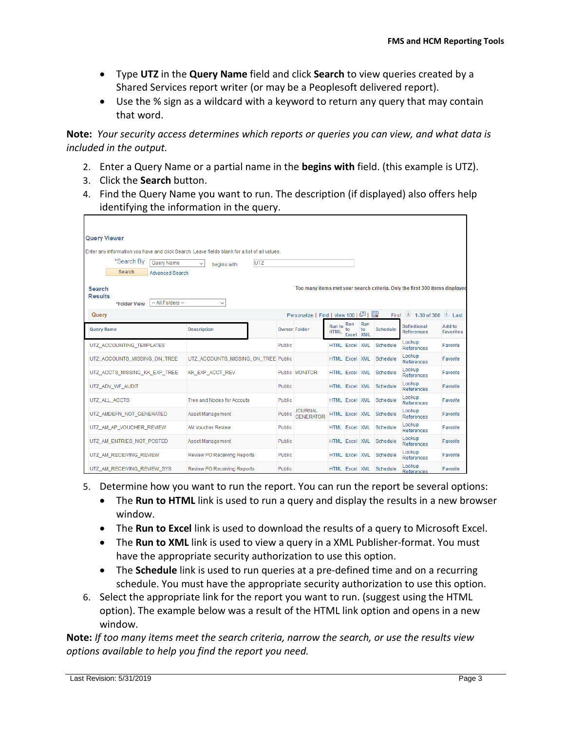- Type **UTZ** in the **Query Name** field and click **Search** to view queries created by a Shared Services report writer (or may be a Peoplesoft delivered report).
- Use the % sign as a wildcard with a keyword to return any query that may contain that word.

**Note:** *Your security access determines which reports or queries you can view, and what data is included in the output.*

2. Enter a Query Name or a partial name in the **begins with** field. (this example is UTZ).
3. Click the **Search** button.
4. Find the Query Name you want to run. The description (if displayed) also offers help identifying the information in the query.

**Query Viewer**

Enter any information you have and click Search. Leave fields blank for a list of all values.

*Search By: Query Name — begins with: UTZ

Search | Advanced Search

**Search Results** — Too many items met your search criteria. Only the first 300 items displayed

*Folder View: -- All Folders --

Query — Personalize | Find | View 100 | First 1-30 of 300 Last

| Query Name | Description | Owner | Folder | Run to HTML | Run to Excel | Run to XML | Schedule | Definitional References | Add to Favorites |
|---|---|---|---|---|---|---|---|---|---|
| UTZ_ACCOUNTING_TEMPLATES | | Public | | HTML | Excel | XML | Schedule | Lookup References | Favorite |
| UTZ_ACCOUNTS_MISSING_ON_TREE | UTZ_ACCOUNTS_MISSING_ON_TREE | Public | | HTML | Excel | XML | Schedule | Lookup References | Favorite |
| UTZ_ACCTS_MISSING_KK_EXP_TREE | KK_EXP_ACCT_REV | Public | MONITOR | HTML | Excel | XML | Schedule | Lookup References | Favorite |
| UTZ_ADV_WF_AUDIT | | Public | | HTML | Excel | XML | Schedule | Lookup References | Favorite |
| UTZ_ALL_ACCTS | Tree and Nodes for Accouts | Public | | HTML | Excel | XML | Schedule | Lookup References | Favorite |
| UTZ_AMDEFN_NOT_GENERATED | Asset Management | Public | JOURNAL GENERATOR | HTML | Excel | XML | Schedule | Lookup References | Favorite |
| UTZ_AM_AP_VOUCHER_REVIEW | AM Voucher Review | Public | | HTML | Excel | XML | Schedule | Lookup References | Favorite |
| UTZ_AM_ENTRIES_NOT_POSTED | Asset Management | Public | | HTML | Excel | XML | Schedule | Lookup References | Favorite |
| UTZ_AM_RECEIVING_REVIEW | Review PO Receiving Reports | Public | | HTML | Excel | XML | Schedule | Lookup References | Favorite |
| UTZ_AM_RECEIVING_REVIEW_SYS | Review PO Receiving Reports | Public | | HTML | Excel | XML | Schedule | Lookup References | Favorite |

5. Determine how you want to run the report. You can run the report be several options:
   - The **Run to HTML** link is used to run a query and display the results in a new browser window.
   - The **Run to Excel** link is used to download the results of a query to Microsoft Excel.
   - The **Run to XML** link is used to view a query in a XML Publisher-format. You must have the appropriate security authorization to use this option.
   - The **Schedule** link is used to run queries at a pre-defined time and on a recurring schedule. You must have the appropriate security authorization to use this option.
6. Select the appropriate link for the report you want to run. (suggest using the HTML option). The example below was a result of the HTML link option and opens in a new window.

**Note:** *If too many items meet the search criteria, narrow the search, or use the results view options available to help you find the report you need.*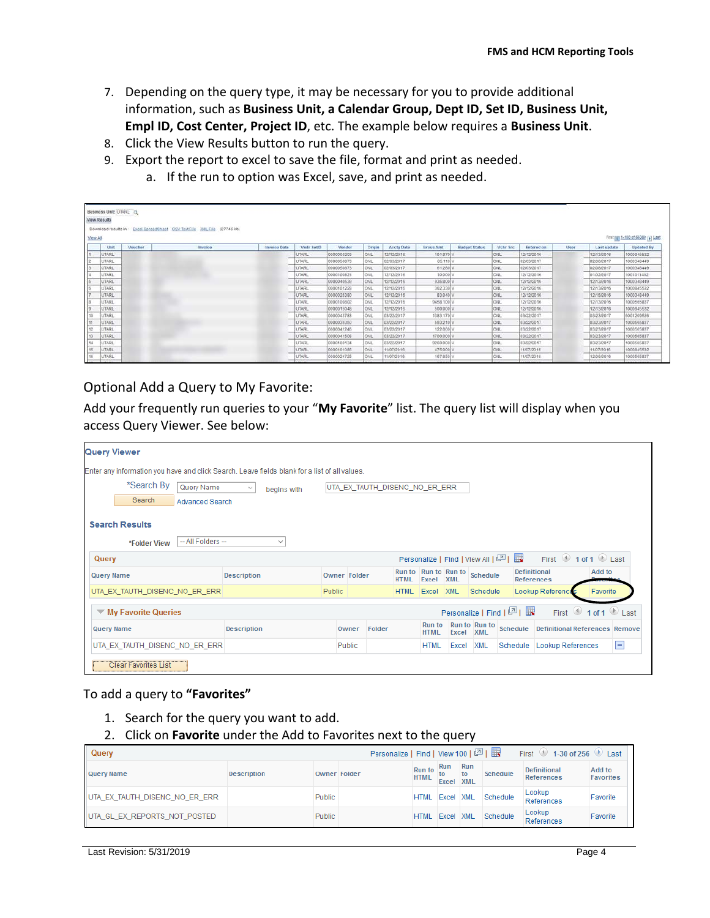7. Depending on the query type, it may be necessary for you to provide additional information, such as **Business Unit, a Calendar Group, Dept ID, Set ID, Business Unit, Empl ID, Cost Center, Project ID**, etc. The example below requires a **Business Unit**.
8. Click the View Results button to run the query.
9. Export the report to excel to save the file, format and print as needed.
    a. If the run to option was Excel, save, and print as needed.

Optional Add a Query to My Favorite:

Add your frequently run queries to your "**My Favorite**" list. The query list will display when you access Query Viewer. See below:

To add a query to **"Favorites"**

1. Search for the query you want to add.
2. Click on **Favorite** under the Add to Favorites next to the query

| Query Name | Description | Owner | Folder | Run to HTML | Run to Excel | Run to XML | Schedule | Definitional References | Add to Favorites |
|---|---|---|---|---|---|---|---|---|---|
| UTA_EX_TAUTH_DISENC_NO_ER_ERR | | Public | | HTML | Excel | XML | Schedule | Lookup References | Favorite |
| UTA_GL_EX_REPORTS_NOT_POSTED | | Public | | HTML | Excel | XML | Schedule | Lookup References | Favorite |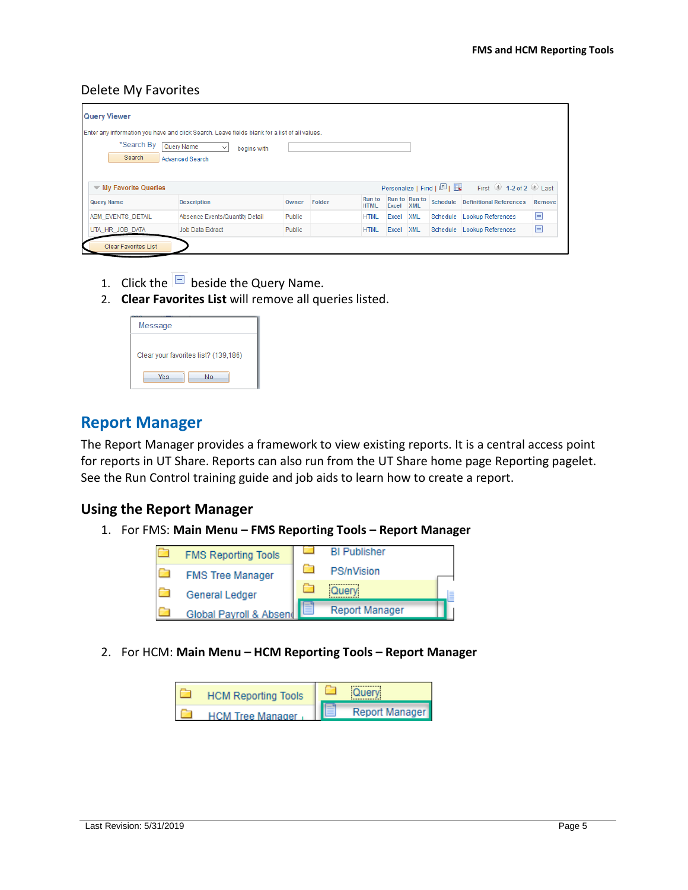Delete My Favorites

1. Click the ⊟ beside the Query Name.
2. **Clear Favorites List** will remove all queries listed.

## Report Manager

The Report Manager provides a framework to view existing reports. It is a central access point for reports in UT Share. Reports can also run from the UT Share home page Reporting pagelet. See the Run Control training guide and job aids to learn how to create a report.

### Using the Report Manager

1. For FMS: **Main Menu – FMS Reporting Tools – Report Manager**
2. For HCM: **Main Menu – HCM Reporting Tools – Report Manager**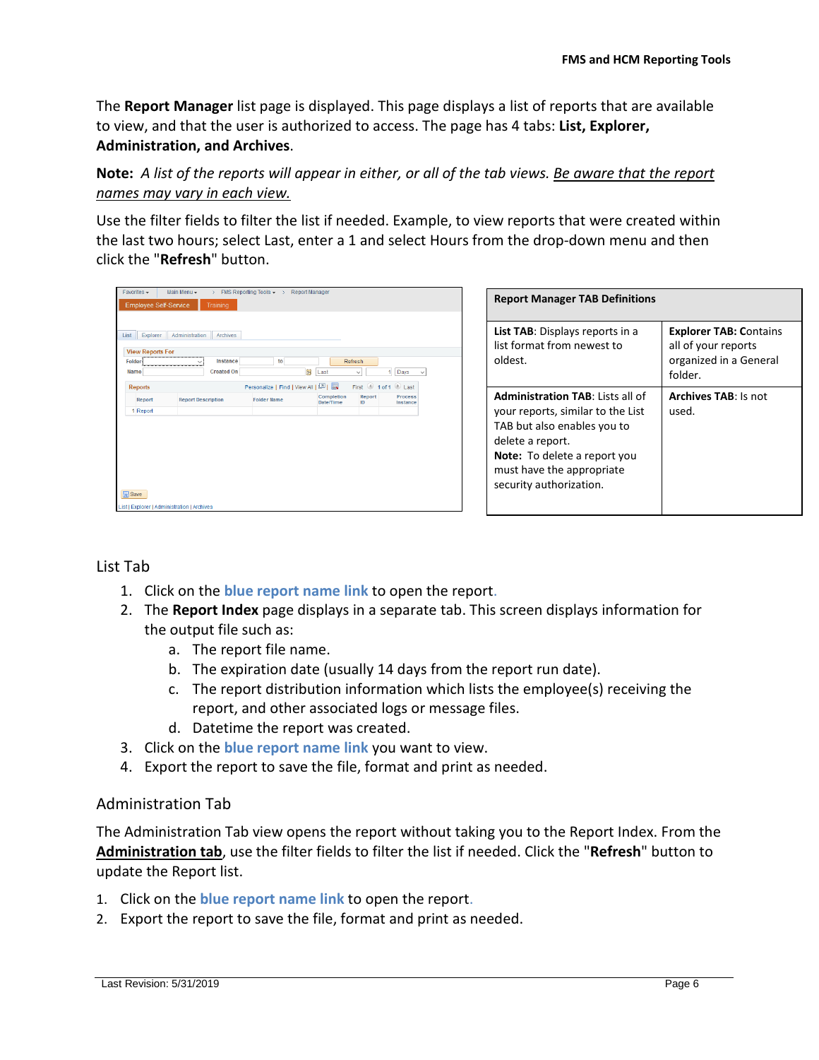The **Report Manager** list page is displayed. This page displays a list of reports that are available to view, and that the user is authorized to access. The page has 4 tabs: **List, Explorer, Administration, and Archives**.

**Note:** *A list of the reports will appear in either, or all of the tab views. Be aware that the report names may vary in each view.*

Use the filter fields to filter the list if needed. Example, to view reports that were created within the last two hours; select Last, enter a 1 and select Hours from the drop-down menu and then click the "**Refresh**" button.

| Report Manager TAB Definitions | |
|---|---|
| **List TAB**: Displays reports in a list format from newest to oldest. | **Explorer TAB: C**ontains all of your reports organized in a General folder. |
| **Administration TAB**: Lists all of your reports, similar to the List TAB but also enables you to delete a report. **Note:** To delete a report you must have the appropriate security authorization. | **Archives TAB**: Is not used. |

## List Tab

1. Click on the **blue report name link** to open the report.
2. The **Report Index** page displays in a separate tab. This screen displays information for the output file such as:
   a. The report file name.
   b. The expiration date (usually 14 days from the report run date).
   c. The report distribution information which lists the employee(s) receiving the report, and other associated logs or message files.
   d. Datetime the report was created.
3. Click on the **blue report name link** you want to view.
4. Export the report to save the file, format and print as needed.

## Administration Tab

The Administration Tab view opens the report without taking you to the Report Index. From the **Administration tab**, use the filter fields to filter the list if needed. Click the "**Refresh**" button to update the Report list.

1. Click on the **blue report name link** to open the report.
2. Export the report to save the file, format and print as needed.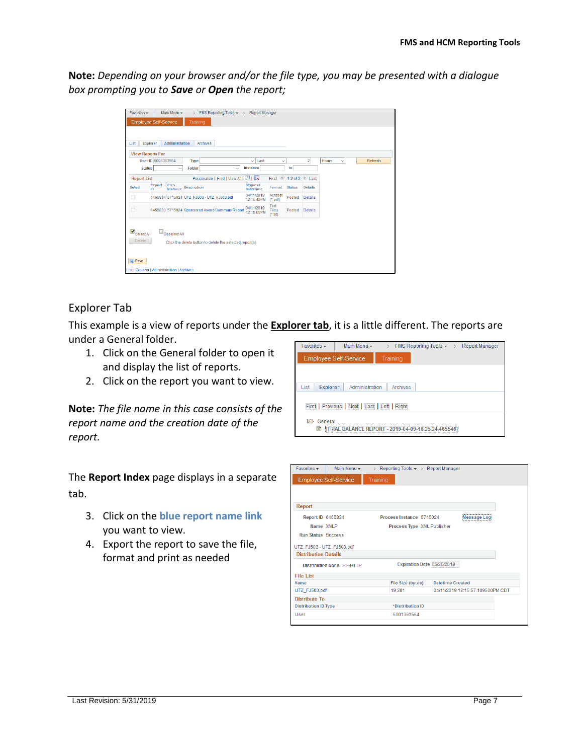**Note:** *Depending on your browser and/or the file type, you may be presented with a dialogue box prompting you to* ***Save*** *or* ***Open*** *the report;*

## Explorer Tab

This example is a view of reports under the **Explorer tab**, it is a little different. The reports are under a General folder.

1. Click on the General folder to open it and display the list of reports.
2. Click on the report you want to view.

**Note:** *The file name in this case consists of the report name and the creation date of the report.*

The **Report Index** page displays in a separate tab.

3. Click on the **blue report name link** you want to view.
4. Export the report to save the file, format and print as needed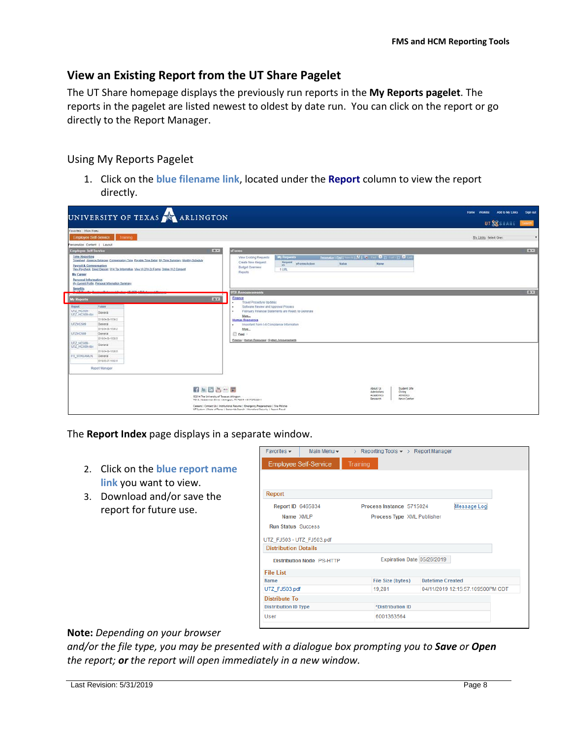## View an Existing Report from the UT Share Pagelet

The UT Share homepage displays the previously run reports in the **My Reports pagelet**. The reports in the pagelet are listed newest to oldest by date run. You can click on the report or go directly to the Report Manager.

### Using My Reports Pagelet

1. Click on the **blue filename link**, located under the **Report** column to view the report directly.

The **Report Index** page displays in a separate window.

2. Click on the **blue report name link** you want to view.
3. Download and/or save the report for future use.

**Note:** *Depending on your browser and/or the file type, you may be presented with a dialogue box prompting you to* ***Save*** *or* ***Open*** *the report;* ***or*** *the report will open immediately in a new window.*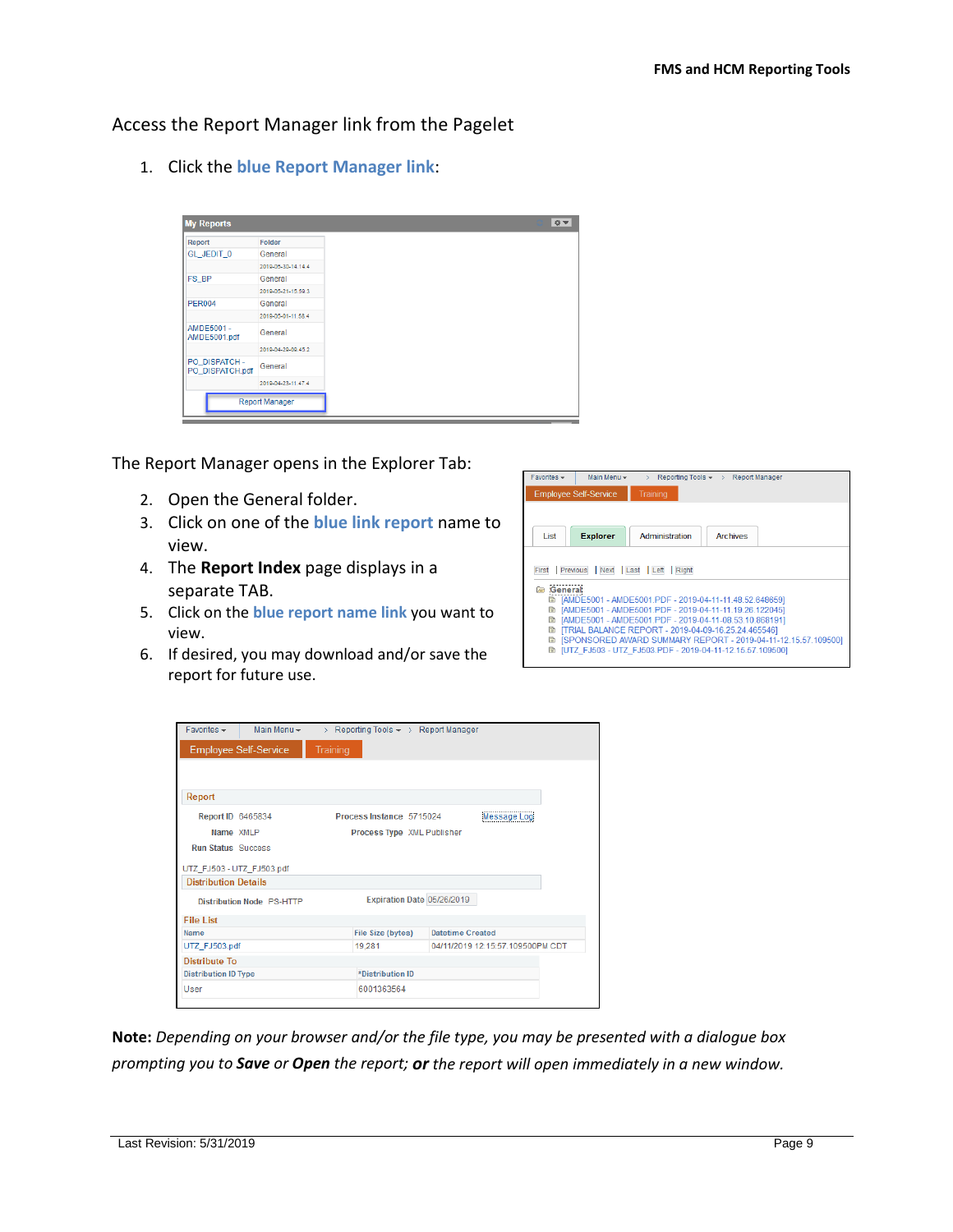Access the Report Manager link from the Pagelet

1. Click the **blue Report Manager link**:

The Report Manager opens in the Explorer Tab:

2. Open the General folder.
3. Click on one of the **blue link report** name to view.
4. The **Report Index** page displays in a separate TAB.
5. Click on the **blue report name link** you want to view.
6. If desired, you may download and/or save the report for future use.

**Note:** *Depending on your browser and/or the file type, you may be presented with a dialogue box prompting you to* ***Save*** *or* ***Open*** *the report;* ***or*** *the report will open immediately in a new window.*